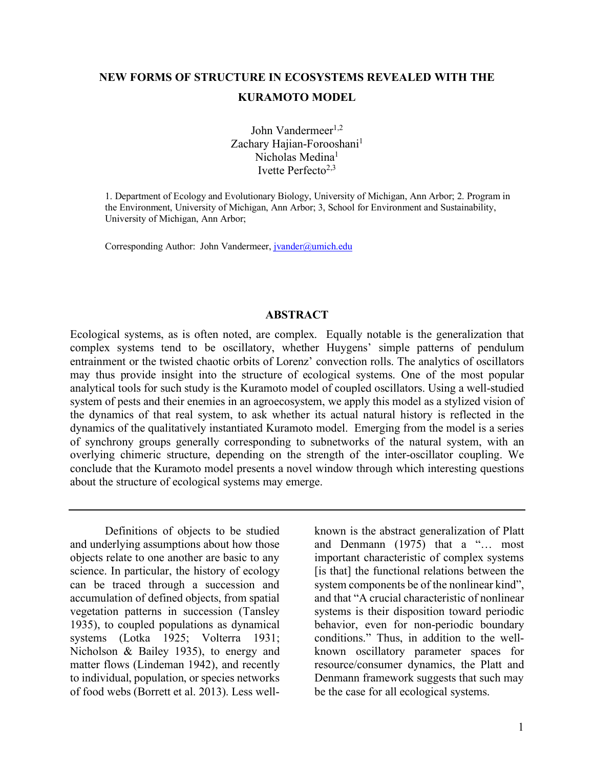# NEW FORMS OF STRUCTURE IN ECOSYSTEMS REVEALED WITH THE KURAMOTO MODEL

John Vandermeer[1,2]
Zachary Hajian-Forooshani[1]
Nicholas Medina[1]
Ivette Perfecto[2,3]

1. Department of Ecology and Evolutionary Biology, University of Michigan, Ann Arbor; 2. Program in the Environment, University of Michigan, Ann Arbor; 3, School for Environment and Sustainability, University of Michigan, Ann Arbor;

Corresponding Author: John Vandermeer, jvander@umich.edu

## ABSTRACT

Ecological systems, as is often noted, are complex. Equally notable is the generalization that complex systems tend to be oscillatory, whether Huygens' simple patterns of pendulum entrainment or the twisted chaotic orbits of Lorenz' convection rolls. The analytics of oscillators may thus provide insight into the structure of ecological systems. One of the most popular analytical tools for such study is the Kuramoto model of coupled oscillators. Using a well-studied system of pests and their enemies in an agroecosystem, we apply this model as a stylized vision of the dynamics of that real system, to ask whether its actual natural history is reflected in the dynamics of the qualitatively instantiated Kuramoto model. Emerging from the model is a series of synchrony groups generally corresponding to subnetworks of the natural system, with an overlying chimeric structure, depending on the strength of the inter-oscillator coupling. We conclude that the Kuramoto model presents a novel window through which interesting questions about the structure of ecological systems may emerge.

---

Definitions of objects to be studied and underlying assumptions about how those objects relate to one another are basic to any science. In particular, the history of ecology can be traced through a succession and accumulation of defined objects, from spatial vegetation patterns in succession (Tansley 1935), to coupled populations as dynamical systems (Lotka 1925; Volterra 1931; Nicholson & Bailey 1935), to energy and matter flows (Lindeman 1942), and recently to individual, population, or species networks of food webs (Borrett et al. 2013). Less well-known is the abstract generalization of Platt and Denmann (1975) that a "… most important characteristic of complex systems [is that] the functional relations between the system components be of the nonlinear kind", and that "A crucial characteristic of nonlinear systems is their disposition toward periodic behavior, even for non-periodic boundary conditions." Thus, in addition to the well-known oscillatory parameter spaces for resource/consumer dynamics, the Platt and Denmann framework suggests that such may be the case for all ecological systems.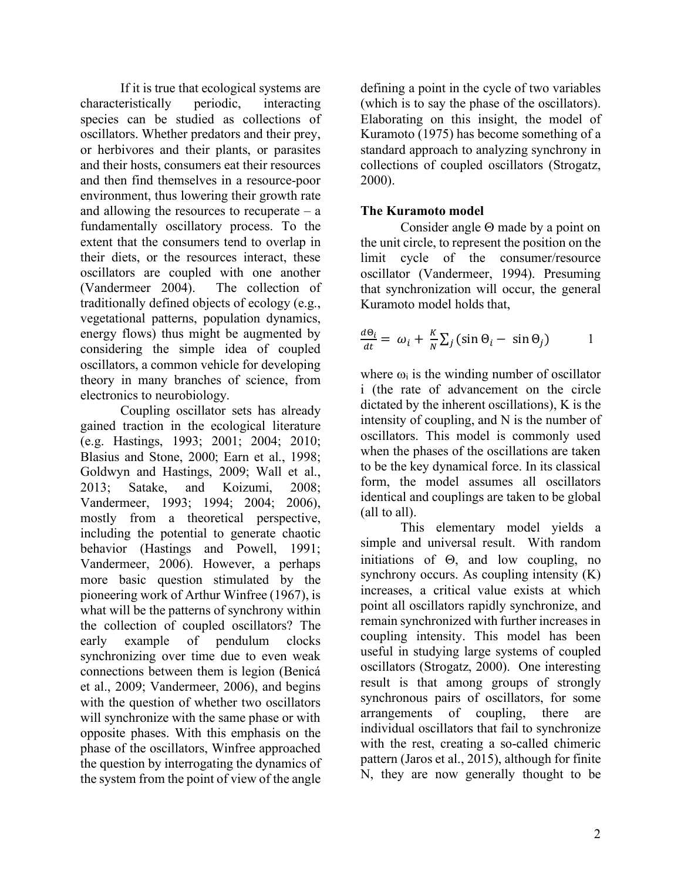If it is true that ecological systems are characteristically periodic, interacting species can be studied as collections of oscillators. Whether predators and their prey, or herbivores and their plants, or parasites and their hosts, consumers eat their resources and then find themselves in a resource-poor environment, thus lowering their growth rate and allowing the resources to recuperate – a fundamentally oscillatory process. To the extent that the consumers tend to overlap in their diets, or the resources interact, these oscillators are coupled with one another (Vandermeer 2004). The collection of traditionally defined objects of ecology (e.g., vegetational patterns, population dynamics, energy flows) thus might be augmented by considering the simple idea of coupled oscillators, a common vehicle for developing theory in many branches of science, from electronics to neurobiology.

Coupling oscillator sets has already gained traction in the ecological literature (e.g. Hastings, 1993; 2001; 2004; 2010; Blasius and Stone, 2000; Earn et al., 1998; Goldwyn and Hastings, 2009; Wall et al., 2013; Satake, and Koizumi, 2008; Vandermeer, 1993; 1994; 2004; 2006), mostly from a theoretical perspective, including the potential to generate chaotic behavior (Hastings and Powell, 1991; Vandermeer, 2006). However, a perhaps more basic question stimulated by the pioneering work of Arthur Winfree (1967), is what will be the patterns of synchrony within the collection of coupled oscillators? The early example of pendulum clocks synchronizing over time due to even weak connections between them is legion (Benicá et al., 2009; Vandermeer, 2006), and begins with the question of whether two oscillators will synchronize with the same phase or with opposite phases. With this emphasis on the phase of the oscillators, Winfree approached the question by interrogating the dynamics of the system from the point of view of the angle defining a point in the cycle of two variables (which is to say the phase of the oscillators). Elaborating on this insight, the model of Kuramoto (1975) has become something of a standard approach to analyzing synchrony in collections of coupled oscillators (Strogatz, 2000).

## The Kuramoto model

Consider angle $\Theta$ made by a point on the unit circle, to represent the position on the limit cycle of the consumer/resource oscillator (Vandermeer, 1994). Presuming that synchronization will occur, the general Kuramoto model holds that,

$$\frac{d\Theta_i}{dt} = \omega_i + \frac{K}{N}\sum_j (\sin\Theta_i - \sin\Theta_j) \qquad 1$$

where $\omega_i$ is the winding number of oscillator i (the rate of advancement on the circle dictated by the inherent oscillations), K is the intensity of coupling, and N is the number of oscillators. This model is commonly used when the phases of the oscillations are taken to be the key dynamical force. In its classical form, the model assumes all oscillators identical and couplings are taken to be global (all to all).

This elementary model yields a simple and universal result. With random initiations of $\Theta$, and low coupling, no synchrony occurs. As coupling intensity (K) increases, a critical value exists at which point all oscillators rapidly synchronize, and remain synchronized with further increases in coupling intensity. This model has been useful in studying large systems of coupled oscillators (Strogatz, 2000). One interesting result is that among groups of strongly synchronous pairs of oscillators, for some arrangements of coupling, there are individual oscillators that fail to synchronize with the rest, creating a so-called chimeric pattern (Jaros et al., 2015), although for finite N, they are now generally thought to be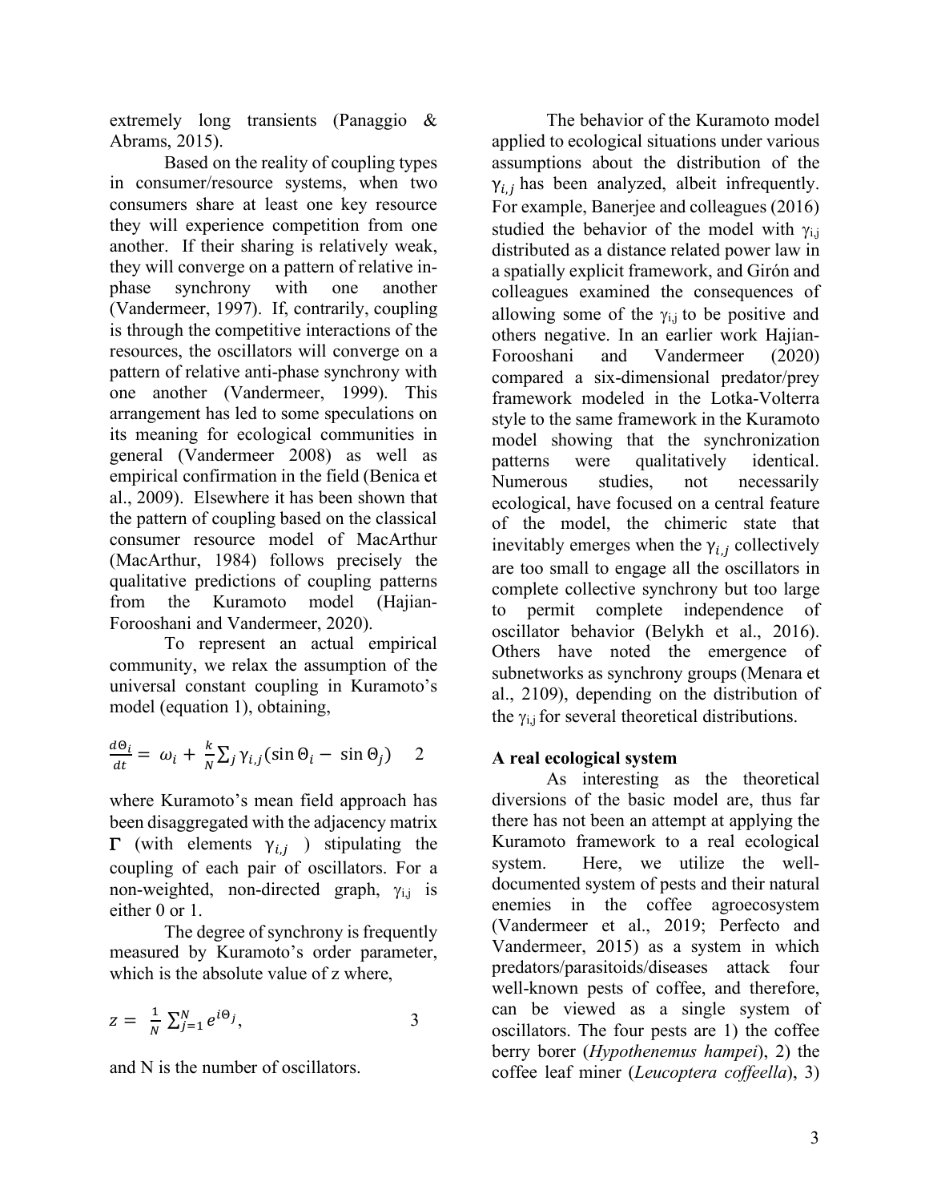extremely long transients (Panaggio & Abrams, 2015).

Based on the reality of coupling types in consumer/resource systems, when two consumers share at least one key resource they will experience competition from one another. If their sharing is relatively weak, they will converge on a pattern of relative in-phase synchrony with one another (Vandermeer, 1997). If, contrarily, coupling is through the competitive interactions of the resources, the oscillators will converge on a pattern of relative anti-phase synchrony with one another (Vandermeer, 1999). This arrangement has led to some speculations on its meaning for ecological communities in general (Vandermeer 2008) as well as empirical confirmation in the field (Benica et al., 2009). Elsewhere it has been shown that the pattern of coupling based on the classical consumer resource model of MacArthur (MacArthur, 1984) follows precisely the qualitative predictions of coupling patterns from the Kuramoto model (Hajian-Forooshani and Vandermeer, 2020).

To represent an actual empirical community, we relax the assumption of the universal constant coupling in Kuramoto's model (equation 1), obtaining,

$$\frac{d\Theta_i}{dt} = \omega_i + \frac{k}{N}\sum_j \gamma_{i,j}(\sin\Theta_i - \sin\Theta_j) \qquad 2$$

where Kuramoto's mean field approach has been disaggregated with the adjacency matrix $\Gamma$ (with elements $\gamma_{i,j}$ ) stipulating the coupling of each pair of oscillators. For a non-weighted, non-directed graph, $\gamma_{i,j}$ is either 0 or 1.

The degree of synchrony is frequently measured by Kuramoto's order parameter, which is the absolute value of z where,

$$z = \frac{1}{N}\sum_{j=1}^{N} e^{i\Theta_j}, \qquad 3$$

and N is the number of oscillators.

The behavior of the Kuramoto model applied to ecological situations under various assumptions about the distribution of the $\gamma_{i,j}$ has been analyzed, albeit infrequently. For example, Banerjee and colleagues (2016) studied the behavior of the model with $\gamma_{i,j}$ distributed as a distance related power law in a spatially explicit framework, and Girón and colleagues examined the consequences of allowing some of the $\gamma_{i,j}$ to be positive and others negative. In an earlier work Hajian-Forooshani and Vandermeer (2020) compared a six-dimensional predator/prey framework modeled in the Lotka-Volterra style to the same framework in the Kuramoto model showing that the synchronization patterns were qualitatively identical. Numerous studies, not necessarily ecological, have focused on a central feature of the model, the chimeric state that inevitably emerges when the $\gamma_{i,j}$ collectively are too small to engage all the oscillators in complete collective synchrony but too large to permit complete independence of oscillator behavior (Belykh et al., 2016). Others have noted the emergence of subnetworks as synchrony groups (Menara et al., 2109), depending on the distribution of the $\gamma_{i,j}$ for several theoretical distributions.

## A real ecological system

As interesting as the theoretical diversions of the basic model are, thus far there has not been an attempt at applying the Kuramoto framework to a real ecological system. Here, we utilize the well-documented system of pests and their natural enemies in the coffee agroecosystem (Vandermeer et al., 2019; Perfecto and Vandermeer, 2015) as a system in which predators/parasitoids/diseases attack four well-known pests of coffee, and therefore, can be viewed as a single system of oscillators. The four pests are 1) the coffee berry borer (*Hypothenemus hampei*), 2) the coffee leaf miner (*Leucoptera coffeella*), 3)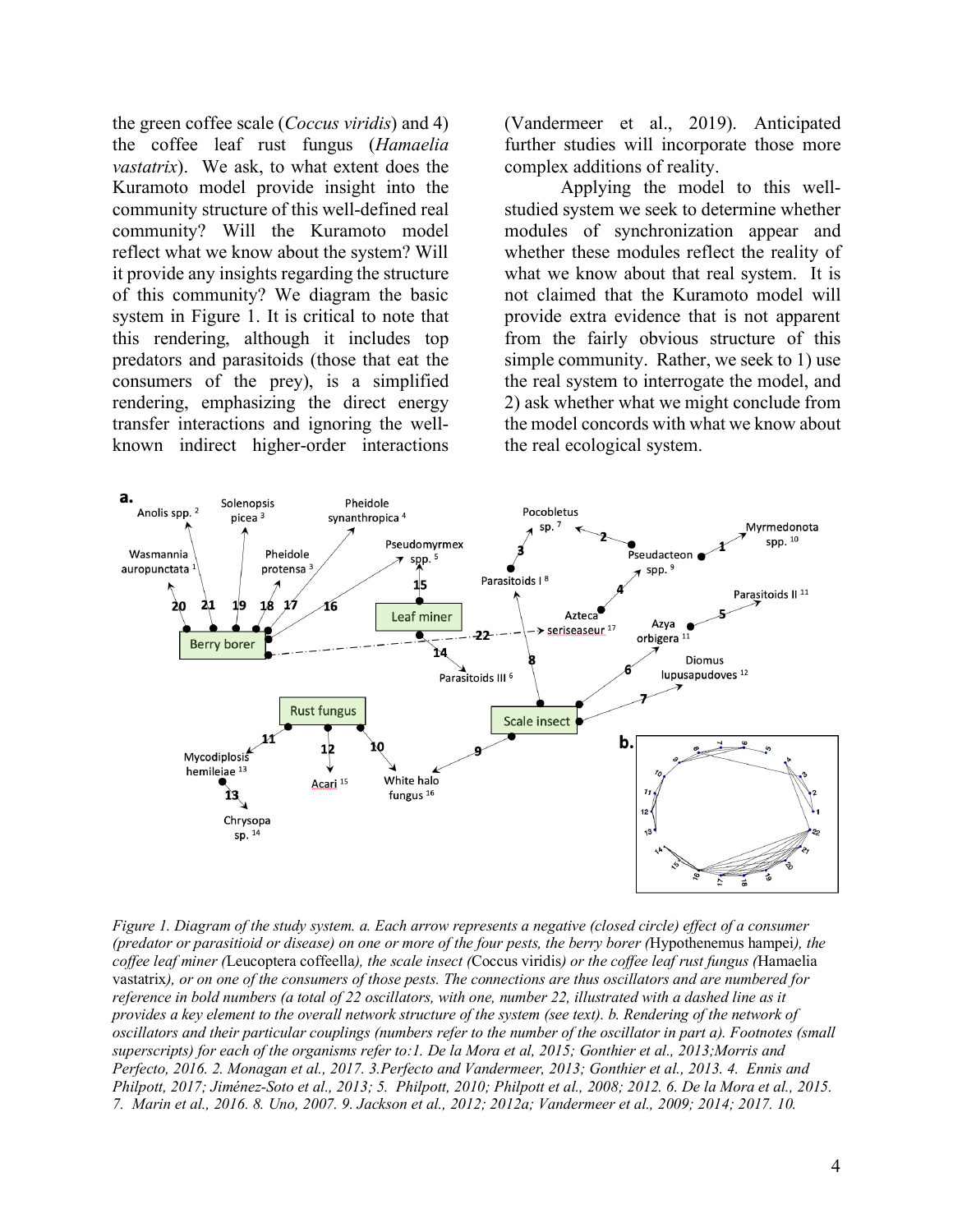the green coffee scale (*Coccus viridis*) and 4) the coffee leaf rust fungus (*Hamaelia vastatrix*). We ask, to what extent does the Kuramoto model provide insight into the community structure of this well-defined real community? Will the Kuramoto model reflect what we know about the system? Will it provide any insights regarding the structure of this community? We diagram the basic system in Figure 1. It is critical to note that this rendering, although it includes top predators and parasitoids (those that eat the consumers of the prey), is a simplified rendering, emphasizing the direct energy transfer interactions and ignoring the well-known indirect higher-order interactions (Vandermeer et al., 2019). Anticipated further studies will incorporate those more complex additions of reality.

Applying the model to this well-studied system we seek to determine whether modules of synchronization appear and whether these modules reflect the reality of what we know about that real system. It is not claimed that the Kuramoto model will provide extra evidence that is not apparent from the fairly obvious structure of this simple community. Rather, we seek to 1) use the real system to interrogate the model, and 2) ask whether what we might conclude from the model concords with what we know about the real ecological system.

*Figure 1. Diagram of the study system. a. Each arrow represents a negative (closed circle) effect of a consumer (predator or parasitioid or disease) on one or more of the four pests, the berry borer (*Hypothenemus hampei*), the coffee leaf miner (*Leucoptera coffeella*), the scale insect (*Coccus viridis*) or the coffee leaf rust fungus (*Hamaelia vastatrix*), or on one of the consumers of those pests. The connections are thus oscillators and are numbered for reference in bold numbers (a total of 22 oscillators, with one, number 22, illustrated with a dashed line as it provides a key element to the overall network structure of the system (see text). b. Rendering of the network of oscillators and their particular couplings (numbers refer to the number of the oscillator in part a). Footnotes (small superscripts) for each of the organisms refer to:1. De la Mora et al, 2015; Gonthier et al., 2013;Morris and Perfecto, 2016. 2. Monagan et al., 2017. 3.Perfecto and Vandermeer, 2013; Gonthier et al., 2013. 4. Ennis and Philpott, 2017; Jiménez-Soto et al., 2013; 5. Philpott, 2010; Philpott et al., 2008; 2012. 6. De la Mora et al., 2015. 7. Marin et al., 2016. 8. Uno, 2007. 9. Jackson et al., 2012; 2012a; Vandermeer et al., 2009; 2014; 2017. 10.*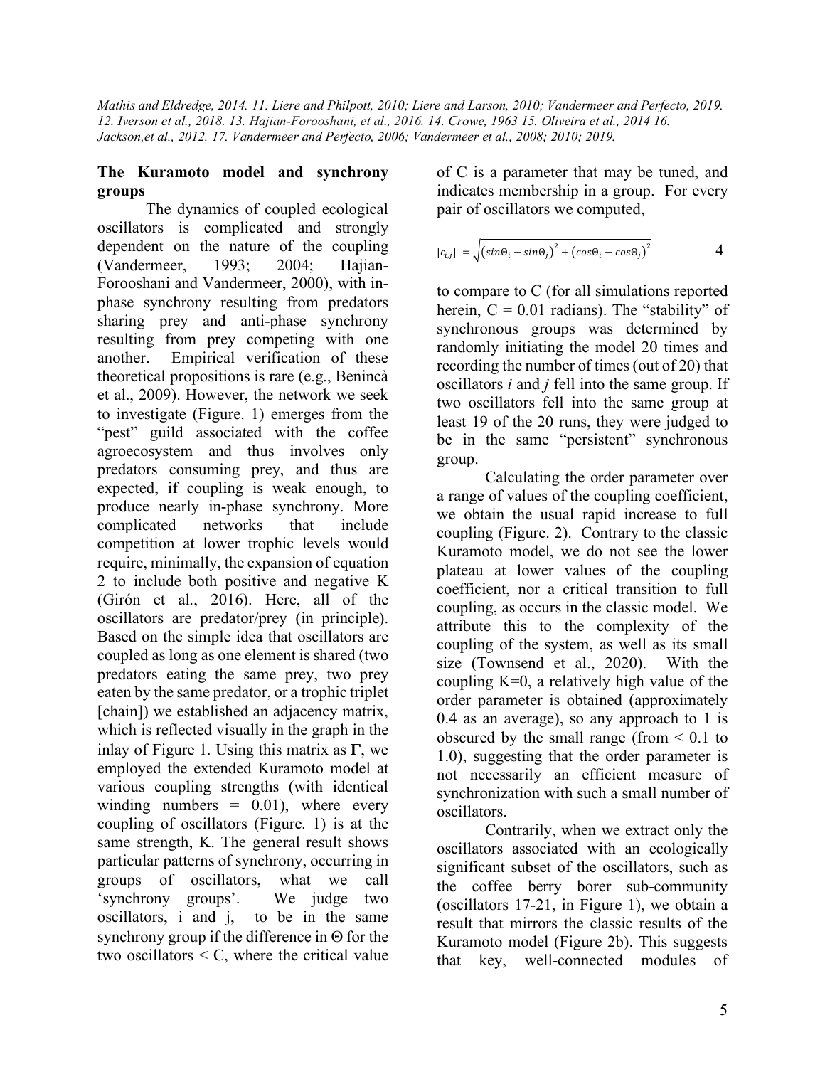Mathis and Eldredge, 2014. 11. Liere and Philpott, 2010; Liere and Larson, 2010; Vandermeer and Perfecto, 2019. 12. Iverson et al., 2018. 13. Hajian-Forooshani, et al., 2016. 14. Crowe, 1963 15. Oliveira et al., 2014 16. Jackson,et al., 2012. 17. Vandermeer and Perfecto, 2006; Vandermeer et al., 2008; 2010; 2019.

## The Kuramoto model and synchrony groups

The dynamics of coupled ecological oscillators is complicated and strongly dependent on the nature of the coupling (Vandermeer, 1993; 2004; Hajian-Forooshani and Vandermeer, 2000), with in-phase synchrony resulting from predators sharing prey and anti-phase synchrony resulting from prey competing with one another. Empirical verification of these theoretical propositions is rare (e.g., Benincà et al., 2009). However, the network we seek to investigate (Figure. 1) emerges from the "pest" guild associated with the coffee agroecosystem and thus involves only predators consuming prey, and thus are expected, if coupling is weak enough, to produce nearly in-phase synchrony. More complicated networks that include competition at lower trophic levels would require, minimally, the expansion of equation 2 to include both positive and negative K (Girón et al., 2016). Here, all of the oscillators are predator/prey (in principle). Based on the simple idea that oscillators are coupled as long as one element is shared (two predators eating the same prey, two prey eaten by the same predator, or a trophic triplet [chain]) we established an adjacency matrix, which is reflected visually in the graph in the inlay of Figure 1. Using this matrix as $\boldsymbol{\Gamma}$, we employed the extended Kuramoto model at various coupling strengths (with identical winding numbers = 0.01), where every coupling of oscillators (Figure. 1) is at the same strength, K. The general result shows particular patterns of synchrony, occurring in groups of oscillators, what we call 'synchrony groups'. We judge two oscillators, i and j, to be in the same synchrony group if the difference in $\Theta$ for the two oscillators < C, where the critical value of C is a parameter that may be tuned, and indicates membership in a group. For every pair of oscillators we computed,

$$|c_{i,j}| = \sqrt{\left(sin\Theta_i - sin\Theta_j\right)^2 + \left(cos\Theta_i - cos\Theta_j\right)^2} \qquad 4$$

to compare to C (for all simulations reported herein, C = 0.01 radians). The "stability" of synchronous groups was determined by randomly initiating the model 20 times and recording the number of times (out of 20) that oscillators *i* and *j* fell into the same group. If two oscillators fell into the same group at least 19 of the 20 runs, they were judged to be in the same "persistent" synchronous group.

Calculating the order parameter over a range of values of the coupling coefficient, we obtain the usual rapid increase to full coupling (Figure. 2). Contrary to the classic Kuramoto model, we do not see the lower plateau at lower values of the coupling coefficient, nor a critical transition to full coupling, as occurs in the classic model. We attribute this to the complexity of the coupling of the system, as well as its small size (Townsend et al., 2020). With the coupling K=0, a relatively high value of the order parameter is obtained (approximately 0.4 as an average), so any approach to 1 is obscured by the small range (from < 0.1 to 1.0), suggesting that the order parameter is not necessarily an efficient measure of synchronization with such a small number of oscillators.

Contrarily, when we extract only the oscillators associated with an ecologically significant subset of the oscillators, such as the coffee berry borer sub-community (oscillators 17-21, in Figure 1), we obtain a result that mirrors the classic results of the Kuramoto model (Figure 2b). This suggests that key, well-connected modules of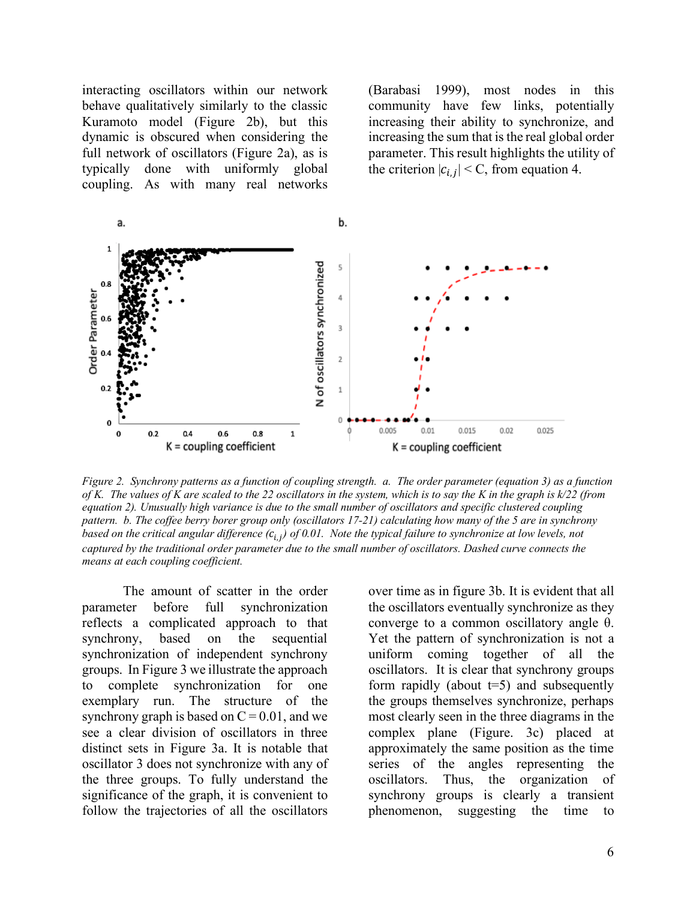interacting oscillators within our network behave qualitatively similarly to the classic Kuramoto model (Figure 2b), but this dynamic is obscured when considering the full network of oscillators (Figure 2a), as is typically done with uniformly global coupling. As with many real networks (Barabasi 1999), most nodes in this community have few links, potentially increasing their ability to synchronize, and increasing the sum that is the real global order parameter. This result highlights the utility of the criterion $|c_{i,j}| < C$, from equation 4.

*Figure 2. Synchrony patterns as a function of coupling strength. a. The order parameter (equation 3) as a function of K. The values of K are scaled to the 22 oscillators in the system, which is to say the K in the graph is k/22 (from equation 2). Unusually high variance is due to the small number of oscillators and specific clustered coupling pattern. b. The coffee berry borer group only (oscillators 17-21) calculating how many of the 5 are in synchrony based on the critical angular difference ($c_{i,j}$) of 0.01. Note the typical failure to synchronize at low levels, not captured by the traditional order parameter due to the small number of oscillators. Dashed curve connects the means at each coupling coefficient.*

The amount of scatter in the order parameter before full synchronization reflects a complicated approach to that synchrony, based on the sequential synchronization of independent synchrony groups. In Figure 3 we illustrate the approach to complete synchronization for one exemplary run. The structure of the synchrony graph is based on C = 0.01, and we see a clear division of oscillators in three distinct sets in Figure 3a. It is notable that oscillator 3 does not synchronize with any of the three groups. To fully understand the significance of the graph, it is convenient to follow the trajectories of all the oscillators over time as in figure 3b. It is evident that all the oscillators eventually synchronize as they converge to a common oscillatory angle θ. Yet the pattern of synchronization is not a uniform coming together of all the oscillators. It is clear that synchrony groups form rapidly (about t=5) and subsequently the groups themselves synchronize, perhaps most clearly seen in the three diagrams in the complex plane (Figure. 3c) placed at approximately the same position as the time series of the angles representing the oscillators. Thus, the organization of synchrony groups is clearly a transient phenomenon, suggesting the time to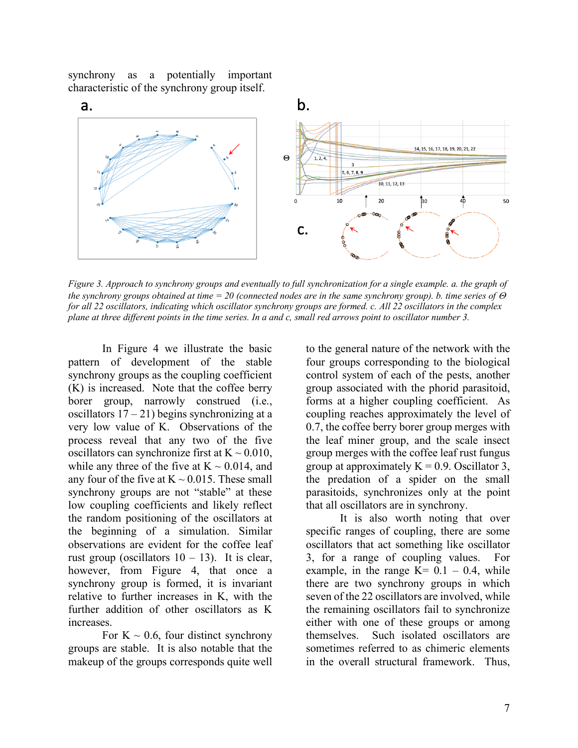synchrony as a potentially important characteristic of the synchrony group itself.

*Figure 3. Approach to synchrony groups and eventually to full synchronization for a single example. a. the graph of the synchrony groups obtained at time = 20 (connected nodes are in the same synchrony group). b. time series of $\Theta$ for all 22 oscillators, indicating which oscillator synchrony groups are formed. c. All 22 oscillators in the complex plane at three different points in the time series. In a and c, small red arrows point to oscillator number 3.*

In Figure 4 we illustrate the basic pattern of development of the stable synchrony groups as the coupling coefficient (K) is increased. Note that the coffee berry borer group, narrowly construed (i.e., oscillators 17 – 21) begins synchronizing at a very low value of K. Observations of the process reveal that any two of the five oscillators can synchronize first at K ~ 0.010, while any three of the five at K ~ 0.014, and any four of the five at K ~ 0.015. These small synchrony groups are not "stable" at these low coupling coefficients and likely reflect the random positioning of the oscillators at the beginning of a simulation. Similar observations are evident for the coffee leaf rust group (oscillators 10 – 13). It is clear, however, from Figure 4, that once a synchrony group is formed, it is invariant relative to further increases in K, with the further addition of other oscillators as K increases.

For K ~ 0.6, four distinct synchrony groups are stable. It is also notable that the makeup of the groups corresponds quite well to the general nature of the network with the four groups corresponding to the biological control system of each of the pests, another group associated with the phorid parasitoid, forms at a higher coupling coefficient. As coupling reaches approximately the level of 0.7, the coffee berry borer group merges with the leaf miner group, and the scale insect group merges with the coffee leaf rust fungus group at approximately K = 0.9. Oscillator 3, the predation of a spider on the small parasitoids, synchronizes only at the point that all oscillators are in synchrony.

It is also worth noting that over specific ranges of coupling, there are some oscillators that act something like oscillator 3, for a range of coupling values. For example, in the range K= 0.1 – 0.4, while there are two synchrony groups in which seven of the 22 oscillators are involved, while the remaining oscillators fail to synchronize either with one of these groups or among themselves. Such isolated oscillators are sometimes referred to as chimeric elements in the overall structural framework. Thus,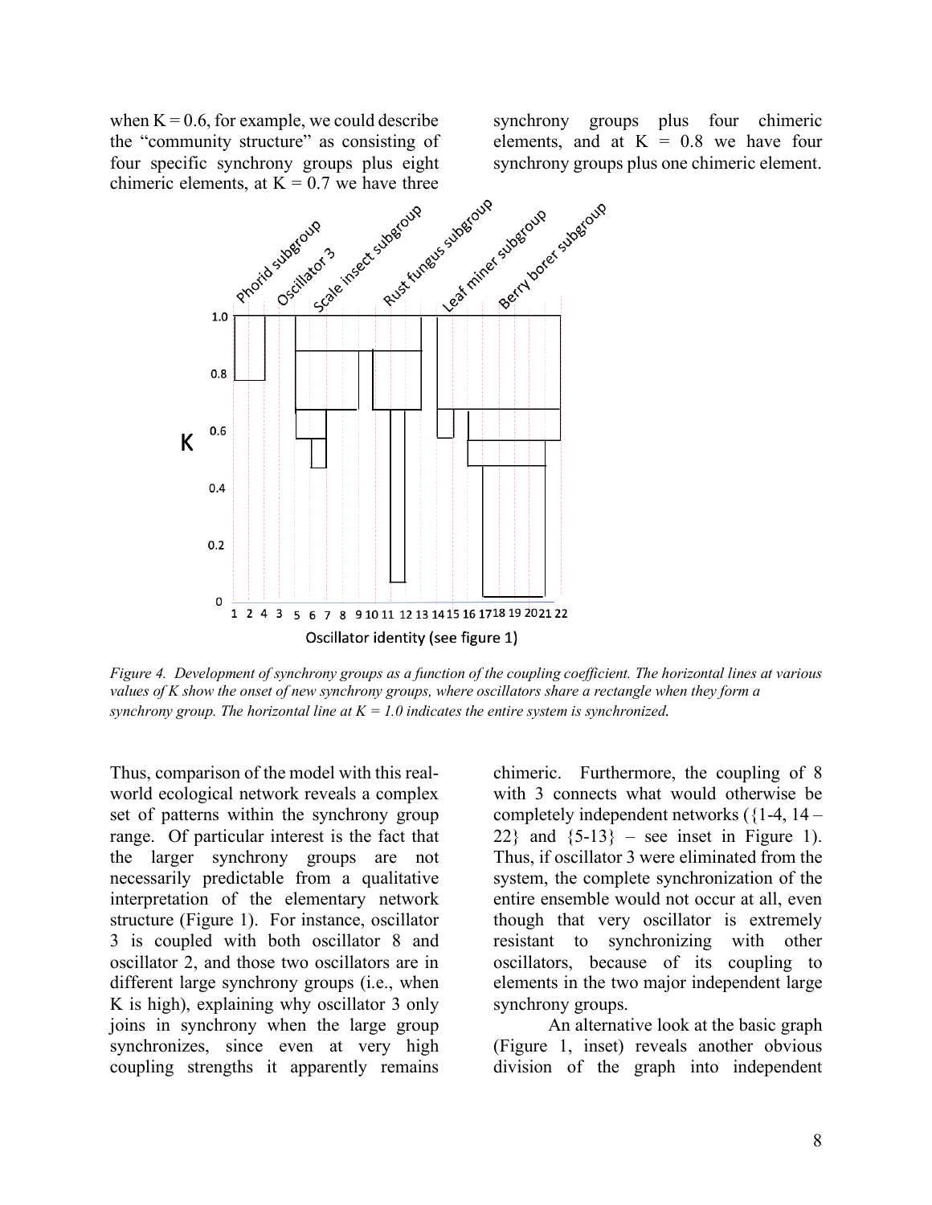when K = 0.6, for example, we could describe the "community structure" as consisting of four specific synchrony groups plus eight chimeric elements, at K = 0.7 we have three synchrony groups plus four chimeric elements, and at K = 0.8 we have four synchrony groups plus one chimeric element.

*Figure 4. Development of synchrony groups as a function of the coupling coefficient. The horizontal lines at various values of K show the onset of new synchrony groups, where oscillators share a rectangle when they form a synchrony group. The horizontal line at K = 1.0 indicates the entire system is synchronized.*

Thus, comparison of the model with this real-world ecological network reveals a complex set of patterns within the synchrony group range. Of particular interest is the fact that the larger synchrony groups are not necessarily predictable from a qualitative interpretation of the elementary network structure (Figure 1). For instance, oscillator 3 is coupled with both oscillator 8 and oscillator 2, and those two oscillators are in different large synchrony groups (i.e., when K is high), explaining why oscillator 3 only joins in synchrony when the large group synchronizes, since even at very high coupling strengths it apparently remains chimeric. Furthermore, the coupling of 8 with 3 connects what would otherwise be completely independent networks ({1-4, 14 – 22} and {5-13} – see inset in Figure 1). Thus, if oscillator 3 were eliminated from the system, the complete synchronization of the entire ensemble would not occur at all, even though that very oscillator is extremely resistant to synchronizing with other oscillators, because of its coupling to elements in the two major independent large synchrony groups.

An alternative look at the basic graph (Figure 1, inset) reveals another obvious division of the graph into independent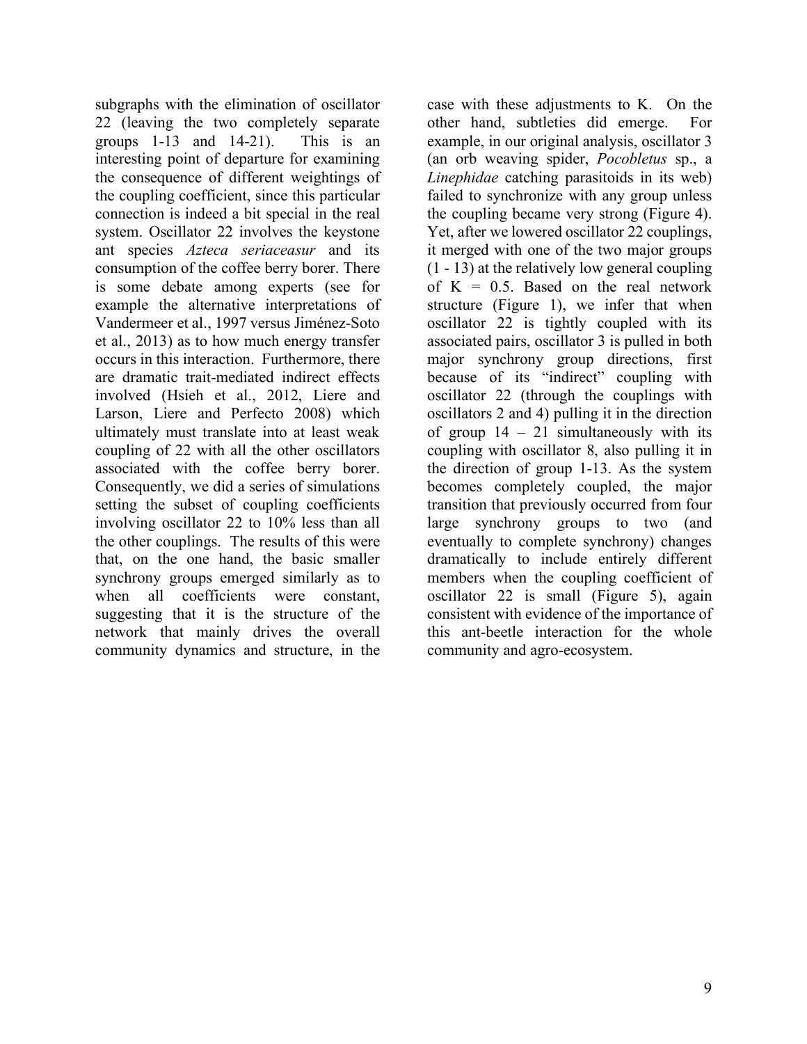subgraphs with the elimination of oscillator 22 (leaving the two completely separate groups 1-13 and 14-21). This is an interesting point of departure for examining the consequence of different weightings of the coupling coefficient, since this particular connection is indeed a bit special in the real system. Oscillator 22 involves the keystone ant species *Azteca seriaceasur* and its consumption of the coffee berry borer. There is some debate among experts (see for example the alternative interpretations of Vandermeer et al., 1997 versus Jiménez-Soto et al., 2013) as to how much energy transfer occurs in this interaction. Furthermore, there are dramatic trait-mediated indirect effects involved (Hsieh et al., 2012, Liere and Larson, Liere and Perfecto 2008) which ultimately must translate into at least weak coupling of 22 with all the other oscillators associated with the coffee berry borer. Consequently, we did a series of simulations setting the subset of coupling coefficients involving oscillator 22 to 10% less than all the other couplings. The results of this were that, on the one hand, the basic smaller synchrony groups emerged similarly as to when all coefficients were constant, suggesting that it is the structure of the network that mainly drives the overall community dynamics and structure, in the case with these adjustments to K. On the other hand, subtleties did emerge. For example, in our original analysis, oscillator 3 (an orb weaving spider, *Pocobletus* sp., a *Linephidae* catching parasitoids in its web) failed to synchronize with any group unless the coupling became very strong (Figure 4). Yet, after we lowered oscillator 22 couplings, it merged with one of the two major groups (1 - 13) at the relatively low general coupling of K = 0.5. Based on the real network structure (Figure 1), we infer that when oscillator 22 is tightly coupled with its associated pairs, oscillator 3 is pulled in both major synchrony group directions, first because of its "indirect" coupling with oscillator 22 (through the couplings with oscillators 2 and 4) pulling it in the direction of group 14 – 21 simultaneously with its coupling with oscillator 8, also pulling it in the direction of group 1-13. As the system becomes completely coupled, the major transition that previously occurred from four large synchrony groups to two (and eventually to complete synchrony) changes dramatically to include entirely different members when the coupling coefficient of oscillator 22 is small (Figure 5), again consistent with evidence of the importance of this ant-beetle interaction for the whole community and agro-ecosystem.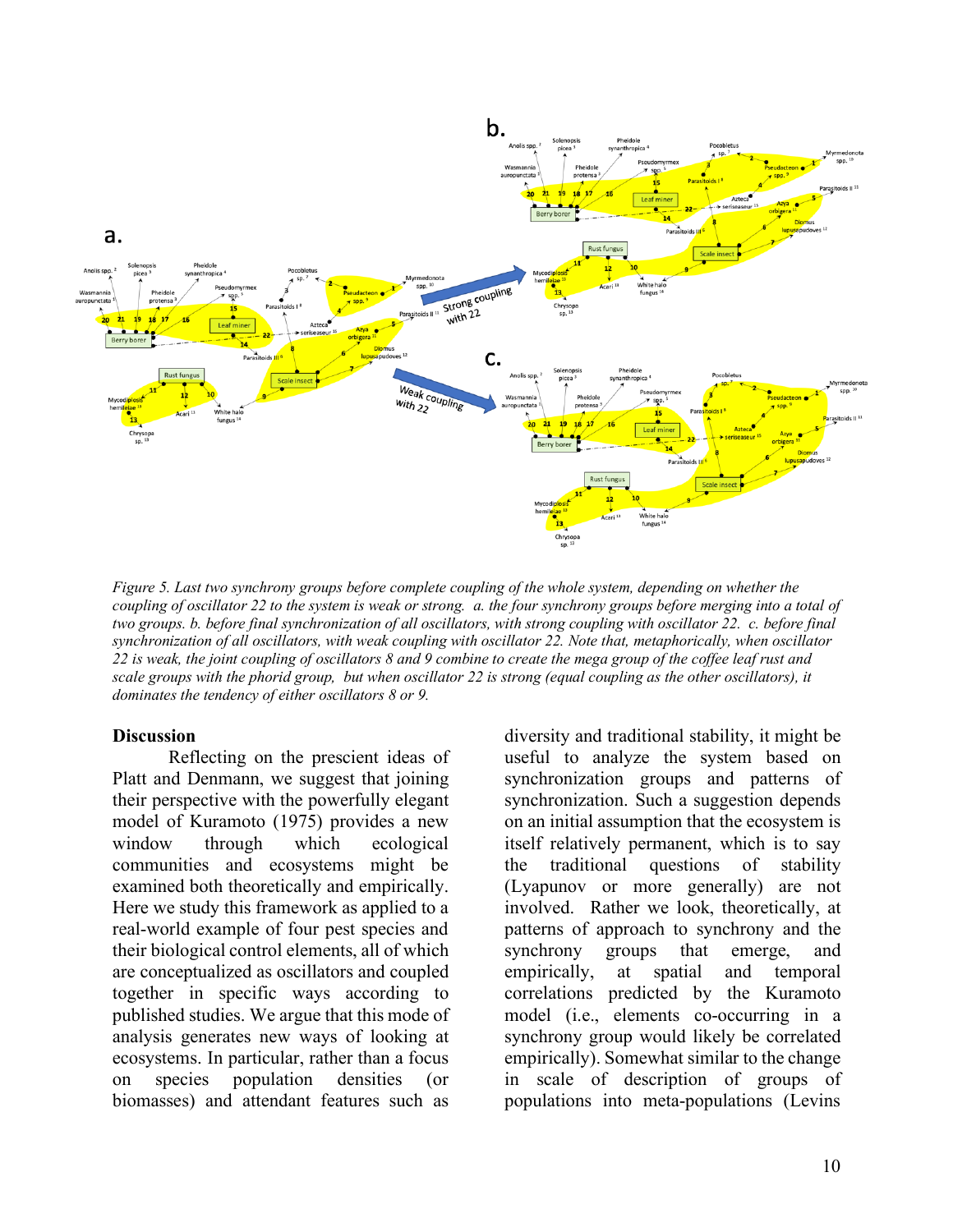*Figure 5. Last two synchrony groups before complete coupling of the whole system, depending on whether the coupling of oscillator 22 to the system is weak or strong. a. the four synchrony groups before merging into a total of two groups. b. before final synchronization of all oscillators, with strong coupling with oscillator 22. c. before final synchronization of all oscillators, with weak coupling with oscillator 22. Note that, metaphorically, when oscillator 22 is weak, the joint coupling of oscillators 8 and 9 combine to create the mega group of the coffee leaf rust and scale groups with the phorid group, but when oscillator 22 is strong (equal coupling as the other oscillators), it dominates the tendency of either oscillators 8 or 9.*

## Discussion

Reflecting on the prescient ideas of Platt and Denmann, we suggest that joining their perspective with the powerfully elegant model of Kuramoto (1975) provides a new window through which ecological communities and ecosystems might be examined both theoretically and empirically. Here we study this framework as applied to a real-world example of four pest species and their biological control elements, all of which are conceptualized as oscillators and coupled together in specific ways according to published studies. We argue that this mode of analysis generates new ways of looking at ecosystems. In particular, rather than a focus on species population densities (or biomasses) and attendant features such as diversity and traditional stability, it might be useful to analyze the system based on synchronization groups and patterns of synchronization. Such a suggestion depends on an initial assumption that the ecosystem is itself relatively permanent, which is to say the traditional questions of stability (Lyapunov or more generally) are not involved. Rather we look, theoretically, at patterns of approach to synchrony and the synchrony groups that emerge, and empirically, at spatial and temporal correlations predicted by the Kuramoto model (i.e., elements co-occurring in a synchrony group would likely be correlated empirically). Somewhat similar to the change in scale of description of groups of populations into meta-populations (Levins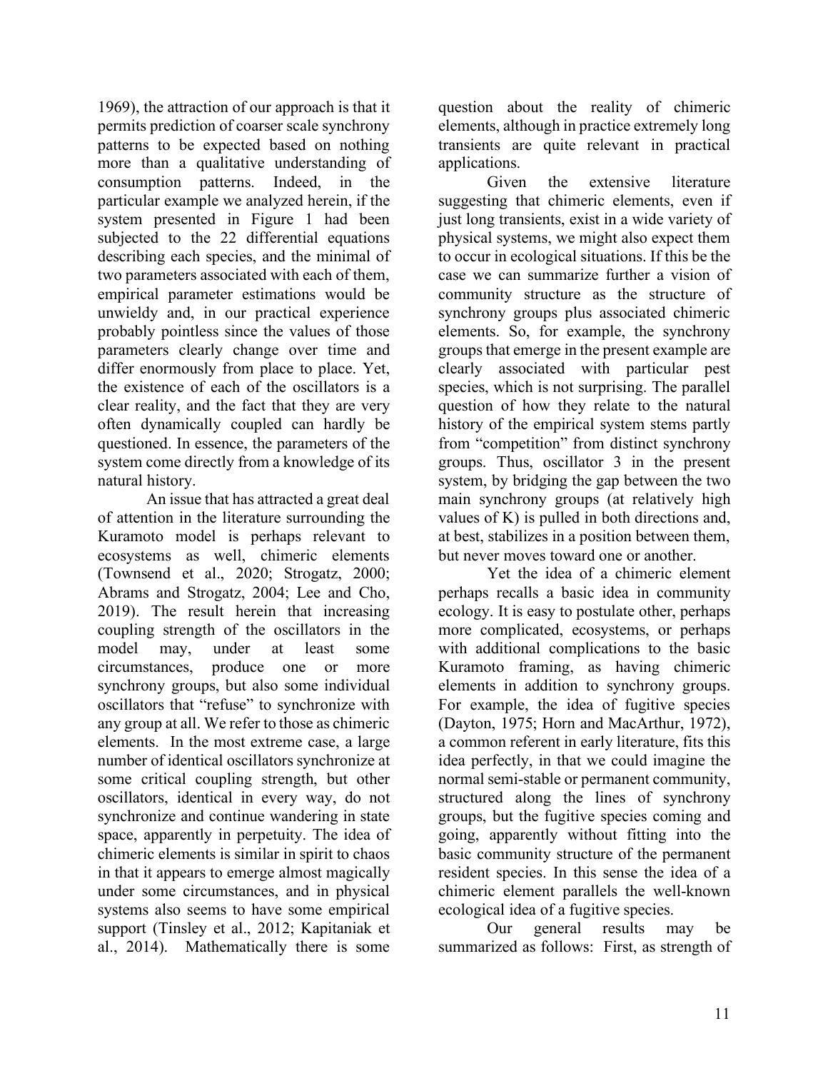1969), the attraction of our approach is that it permits prediction of coarser scale synchrony patterns to be expected based on nothing more than a qualitative understanding of consumption patterns. Indeed, in the particular example we analyzed herein, if the system presented in Figure 1 had been subjected to the 22 differential equations describing each species, and the minimal of two parameters associated with each of them, empirical parameter estimations would be unwieldy and, in our practical experience probably pointless since the values of those parameters clearly change over time and differ enormously from place to place. Yet, the existence of each of the oscillators is a clear reality, and the fact that they are very often dynamically coupled can hardly be questioned. In essence, the parameters of the system come directly from a knowledge of its natural history.

An issue that has attracted a great deal of attention in the literature surrounding the Kuramoto model is perhaps relevant to ecosystems as well, chimeric elements (Townsend et al., 2020; Strogatz, 2000; Abrams and Strogatz, 2004; Lee and Cho, 2019). The result herein that increasing coupling strength of the oscillators in the model may, under at least some circumstances, produce one or more synchrony groups, but also some individual oscillators that "refuse" to synchronize with any group at all. We refer to those as chimeric elements. In the most extreme case, a large number of identical oscillators synchronize at some critical coupling strength, but other oscillators, identical in every way, do not synchronize and continue wandering in state space, apparently in perpetuity. The idea of chimeric elements is similar in spirit to chaos in that it appears to emerge almost magically under some circumstances, and in physical systems also seems to have some empirical support (Tinsley et al., 2012; Kapitaniak et al., 2014). Mathematically there is some question about the reality of chimeric elements, although in practice extremely long transients are quite relevant in practical applications.

Given the extensive literature suggesting that chimeric elements, even if just long transients, exist in a wide variety of physical systems, we might also expect them to occur in ecological situations. If this be the case we can summarize further a vision of community structure as the structure of synchrony groups plus associated chimeric elements. So, for example, the synchrony groups that emerge in the present example are clearly associated with particular pest species, which is not surprising. The parallel question of how they relate to the natural history of the empirical system stems partly from "competition" from distinct synchrony groups. Thus, oscillator 3 in the present system, by bridging the gap between the two main synchrony groups (at relatively high values of K) is pulled in both directions and, at best, stabilizes in a position between them, but never moves toward one or another.

Yet the idea of a chimeric element perhaps recalls a basic idea in community ecology. It is easy to postulate other, perhaps more complicated, ecosystems, or perhaps with additional complications to the basic Kuramoto framing, as having chimeric elements in addition to synchrony groups. For example, the idea of fugitive species (Dayton, 1975; Horn and MacArthur, 1972), a common referent in early literature, fits this idea perfectly, in that we could imagine the normal semi-stable or permanent community, structured along the lines of synchrony groups, but the fugitive species coming and going, apparently without fitting into the basic community structure of the permanent resident species. In this sense the idea of a chimeric element parallels the well-known ecological idea of a fugitive species.

Our general results may be summarized as follows: First, as strength of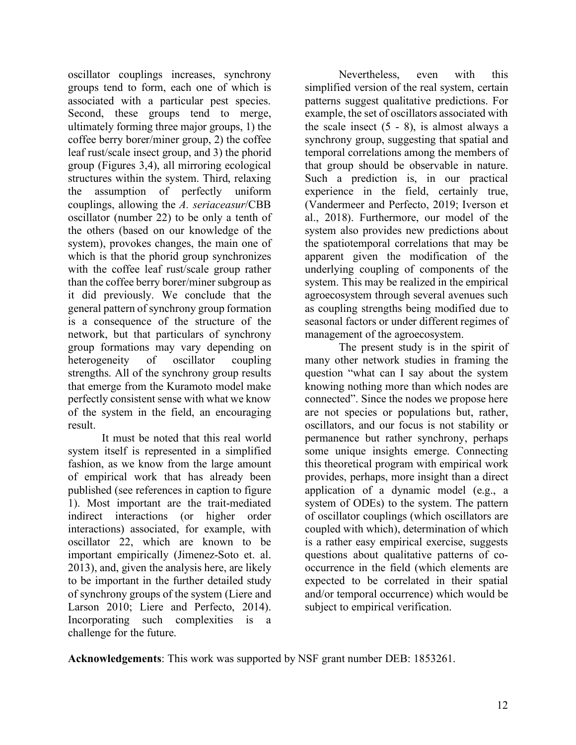oscillator couplings increases, synchrony groups tend to form, each one of which is associated with a particular pest species. Second, these groups tend to merge, ultimately forming three major groups, 1) the coffee berry borer/miner group, 2) the coffee leaf rust/scale insect group, and 3) the phorid group (Figures 3,4), all mirroring ecological structures within the system. Third, relaxing the assumption of perfectly uniform couplings, allowing the *A. seriaceasur*/CBB oscillator (number 22) to be only a tenth of the others (based on our knowledge of the system), provokes changes, the main one of which is that the phorid group synchronizes with the coffee leaf rust/scale group rather than the coffee berry borer/miner subgroup as it did previously. We conclude that the general pattern of synchrony group formation is a consequence of the structure of the network, but that particulars of synchrony group formations may vary depending on heterogeneity of oscillator coupling strengths. All of the synchrony group results that emerge from the Kuramoto model make perfectly consistent sense with what we know of the system in the field, an encouraging result.

It must be noted that this real world system itself is represented in a simplified fashion, as we know from the large amount of empirical work that has already been published (see references in caption to figure 1). Most important are the trait-mediated indirect interactions (or higher order interactions) associated, for example, with oscillator 22, which are known to be important empirically (Jimenez-Soto et. al. 2013), and, given the analysis here, are likely to be important in the further detailed study of synchrony groups of the system (Liere and Larson 2010; Liere and Perfecto, 2014). Incorporating such complexities is a challenge for the future.

Nevertheless, even with this simplified version of the real system, certain patterns suggest qualitative predictions. For example, the set of oscillators associated with the scale insect (5 - 8), is almost always a synchrony group, suggesting that spatial and temporal correlations among the members of that group should be observable in nature. Such a prediction is, in our practical experience in the field, certainly true, (Vandermeer and Perfecto, 2019; Iverson et al., 2018). Furthermore, our model of the system also provides new predictions about the spatiotemporal correlations that may be apparent given the modification of the underlying coupling of components of the system. This may be realized in the empirical agroecosystem through several avenues such as coupling strengths being modified due to seasonal factors or under different regimes of management of the agroecosystem.

The present study is in the spirit of many other network studies in framing the question "what can I say about the system knowing nothing more than which nodes are connected". Since the nodes we propose here are not species or populations but, rather, oscillators, and our focus is not stability or permanence but rather synchrony, perhaps some unique insights emerge. Connecting this theoretical program with empirical work provides, perhaps, more insight than a direct application of a dynamic model (e.g., a system of ODEs) to the system. The pattern of oscillator couplings (which oscillators are coupled with which), determination of which is a rather easy empirical exercise, suggests questions about qualitative patterns of co-occurrence in the field (which elements are expected to be correlated in their spatial and/or temporal occurrence) which would be subject to empirical verification.

**Acknowledgements**: This work was supported by NSF grant number DEB: 1853261.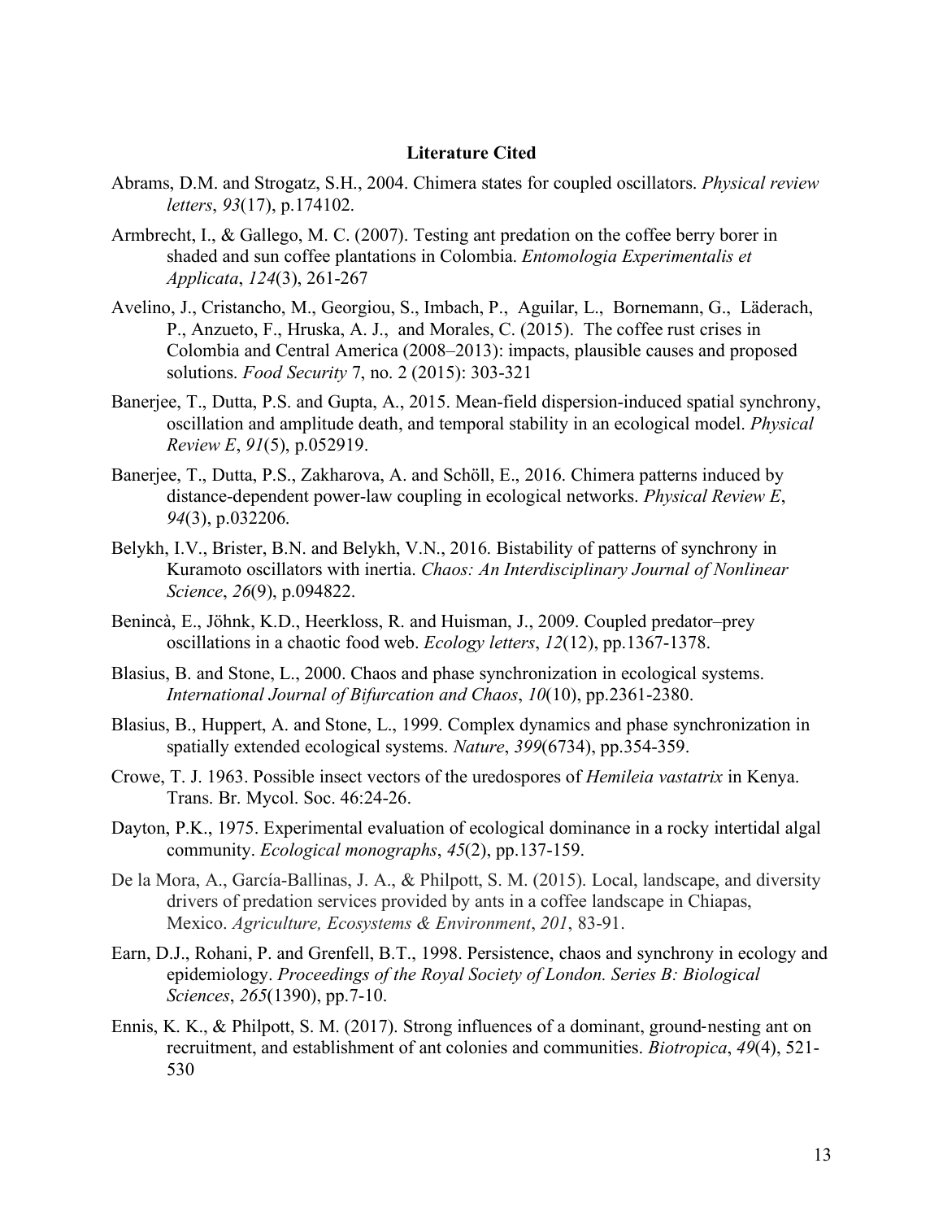## Literature Cited

Abrams, D.M. and Strogatz, S.H., 2004. Chimera states for coupled oscillators. *Physical review letters*, *93*(17), p.174102.

Armbrecht, I., & Gallego, M. C. (2007). Testing ant predation on the coffee berry borer in shaded and sun coffee plantations in Colombia. *Entomologia Experimentalis et Applicata*, *124*(3), 261-267

Avelino, J., Cristancho, M., Georgiou, S., Imbach, P., Aguilar, L., Bornemann, G., Läderach, P., Anzueto, F., Hruska, A. J., and Morales, C. (2015). The coffee rust crises in Colombia and Central America (2008–2013): impacts, plausible causes and proposed solutions. *Food Security* 7, no. 2 (2015): 303-321

Banerjee, T., Dutta, P.S. and Gupta, A., 2015. Mean-field dispersion-induced spatial synchrony, oscillation and amplitude death, and temporal stability in an ecological model. *Physical Review E*, *91*(5), p.052919.

Banerjee, T., Dutta, P.S., Zakharova, A. and Schöll, E., 2016. Chimera patterns induced by distance-dependent power-law coupling in ecological networks. *Physical Review E*, *94*(3), p.032206.

Belykh, I.V., Brister, B.N. and Belykh, V.N., 2016. Bistability of patterns of synchrony in Kuramoto oscillators with inertia. *Chaos: An Interdisciplinary Journal of Nonlinear Science*, *26*(9), p.094822.

Benincà, E., Jöhnk, K.D., Heerkloss, R. and Huisman, J., 2009. Coupled predator–prey oscillations in a chaotic food web. *Ecology letters*, *12*(12), pp.1367-1378.

Blasius, B. and Stone, L., 2000. Chaos and phase synchronization in ecological systems. *International Journal of Bifurcation and Chaos*, *10*(10), pp.2361-2380.

Blasius, B., Huppert, A. and Stone, L., 1999. Complex dynamics and phase synchronization in spatially extended ecological systems. *Nature*, *399*(6734), pp.354-359.

Crowe, T. J. 1963. Possible insect vectors of the uredospores of *Hemileia vastatrix* in Kenya. Trans. Br. Mycol. Soc. 46:24-26.

Dayton, P.K., 1975. Experimental evaluation of ecological dominance in a rocky intertidal algal community. *Ecological monographs*, *45*(2), pp.137-159.

De la Mora, A., García-Ballinas, J. A., & Philpott, S. M. (2015). Local, landscape, and diversity drivers of predation services provided by ants in a coffee landscape in Chiapas, Mexico. *Agriculture, Ecosystems & Environment*, *201*, 83-91.

Earn, D.J., Rohani, P. and Grenfell, B.T., 1998. Persistence, chaos and synchrony in ecology and epidemiology. *Proceedings of the Royal Society of London. Series B: Biological Sciences*, *265*(1390), pp.7-10.

Ennis, K. K., & Philpott, S. M. (2017). Strong influences of a dominant, ground-nesting ant on recruitment, and establishment of ant colonies and communities. *Biotropica*, *49*(4), 521-530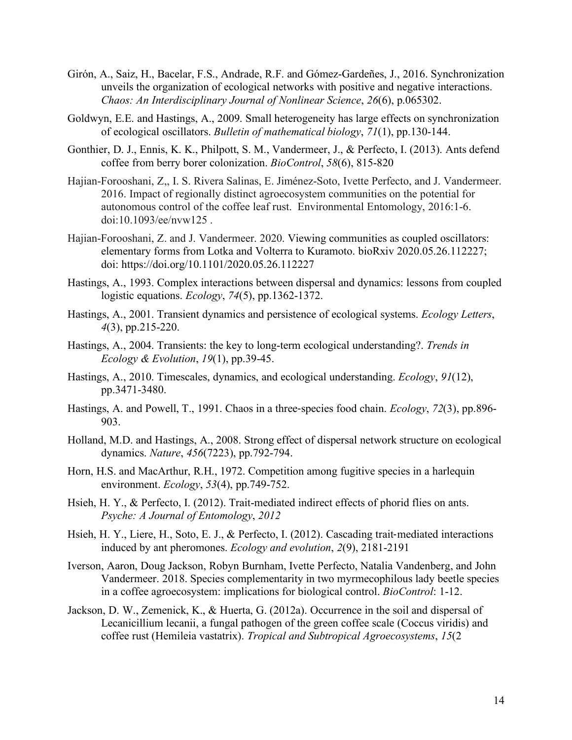Girón, A., Saiz, H., Bacelar, F.S., Andrade, R.F. and Gómez-Gardeñes, J., 2016. Synchronization unveils the organization of ecological networks with positive and negative interactions. *Chaos: An Interdisciplinary Journal of Nonlinear Science*, *26*(6), p.065302.

Goldwyn, E.E. and Hastings, A., 2009. Small heterogeneity has large effects on synchronization of ecological oscillators. *Bulletin of mathematical biology*, *71*(1), pp.130-144.

Gonthier, D. J., Ennis, K. K., Philpott, S. M., Vandermeer, J., & Perfecto, I. (2013). Ants defend coffee from berry borer colonization. *BioControl*, *58*(6), 815-820

Hajian-Forooshani, Z,, I. S. Rivera Salinas, E. Jiménez-Soto, Ivette Perfecto, and J. Vandermeer. 2016. Impact of regionally distinct agroecosystem communities on the potential for autonomous control of the coffee leaf rust. Environmental Entomology, 2016:1-6. doi:10.1093/ee/nvw125 .

Hajian-Forooshani, Z. and J. Vandermeer. 2020. Viewing communities as coupled oscillators: elementary forms from Lotka and Volterra to Kuramoto. bioRxiv 2020.05.26.112227; doi: https://doi.org/10.1101/2020.05.26.112227

Hastings, A., 1993. Complex interactions between dispersal and dynamics: lessons from coupled logistic equations. *Ecology*, *74*(5), pp.1362-1372.

Hastings, A., 2001. Transient dynamics and persistence of ecological systems. *Ecology Letters*, *4*(3), pp.215-220.

Hastings, A., 2004. Transients: the key to long-term ecological understanding?. *Trends in Ecology & Evolution*, *19*(1), pp.39-45.

Hastings, A., 2010. Timescales, dynamics, and ecological understanding. *Ecology*, *91*(12), pp.3471-3480.

Hastings, A. and Powell, T., 1991. Chaos in a three‐species food chain. *Ecology*, *72*(3), pp.896-903.

Holland, M.D. and Hastings, A., 2008. Strong effect of dispersal network structure on ecological dynamics. *Nature*, *456*(7223), pp.792-794.

Horn, H.S. and MacArthur, R.H., 1972. Competition among fugitive species in a harlequin environment. *Ecology*, *53*(4), pp.749-752.

Hsieh, H. Y., & Perfecto, I. (2012). Trait-mediated indirect effects of phorid flies on ants. *Psyche: A Journal of Entomology*, *2012*

Hsieh, H. Y., Liere, H., Soto, E. J., & Perfecto, I. (2012). Cascading trait‐mediated interactions induced by ant pheromones. *Ecology and evolution*, *2*(9), 2181-2191

Iverson, Aaron, Doug Jackson, Robyn Burnham, Ivette Perfecto, Natalia Vandenberg, and John Vandermeer. 2018. Species complementarity in two myrmecophilous lady beetle species in a coffee agroecosystem: implications for biological control. *BioControl*: 1-12.

Jackson, D. W., Zemenick, K., & Huerta, G. (2012a). Occurrence in the soil and dispersal of Lecanicillium lecanii, a fungal pathogen of the green coffee scale (Coccus viridis) and coffee rust (Hemileia vastatrix). *Tropical and Subtropical Agroecosystems*, *15*(2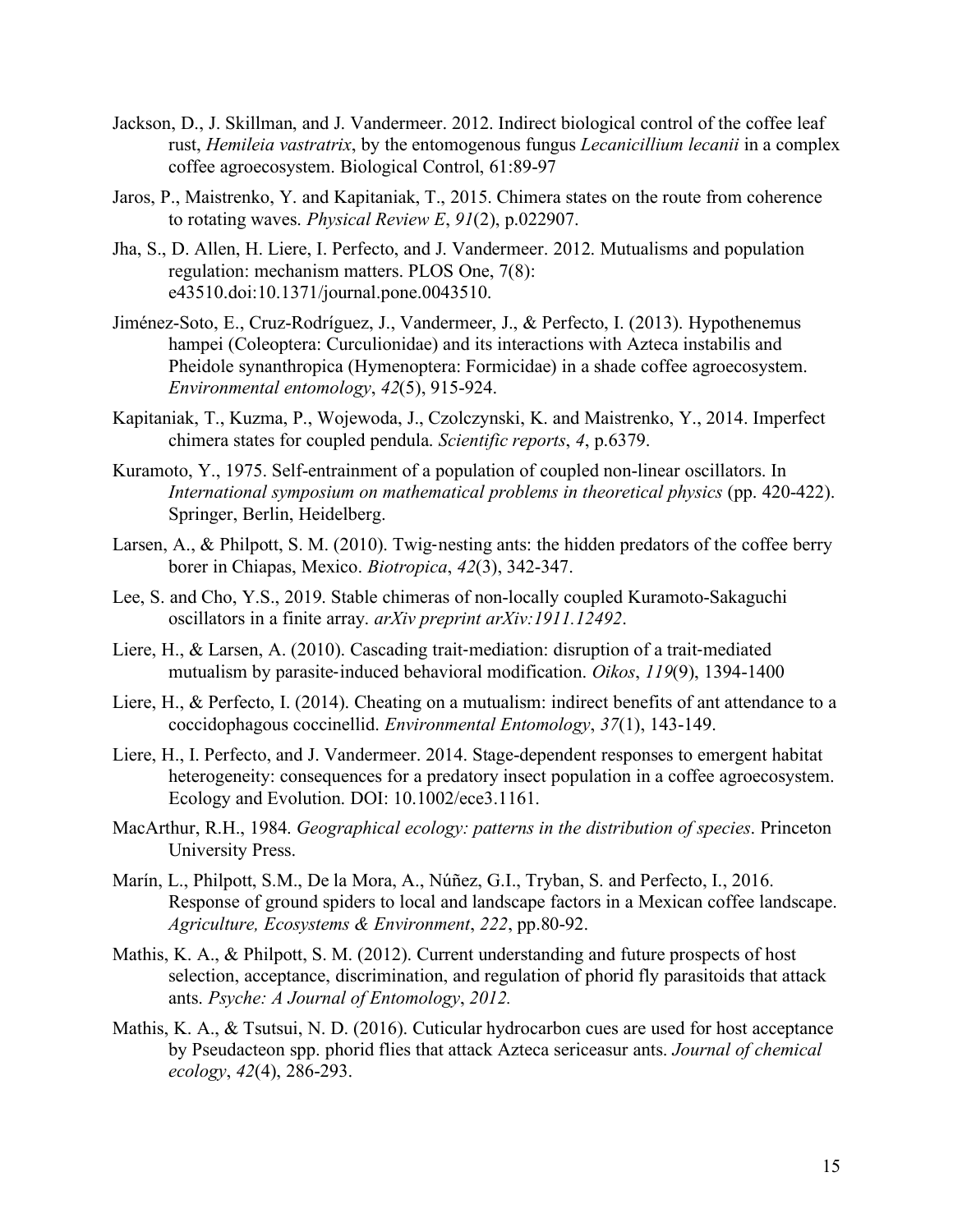Jackson, D., J. Skillman, and J. Vandermeer. 2012. Indirect biological control of the coffee leaf rust, *Hemileia vastratrix*, by the entomogenous fungus *Lecanicillium lecanii* in a complex coffee agroecosystem. Biological Control, 61:89-97

Jaros, P., Maistrenko, Y. and Kapitaniak, T., 2015. Chimera states on the route from coherence to rotating waves. *Physical Review E*, *91*(2), p.022907.

Jha, S., D. Allen, H. Liere, I. Perfecto, and J. Vandermeer. 2012. Mutualisms and population regulation: mechanism matters. PLOS One, 7(8): e43510.doi:10.1371/journal.pone.0043510.

Jiménez-Soto, E., Cruz-Rodríguez, J., Vandermeer, J., & Perfecto, I. (2013). Hypothenemus hampei (Coleoptera: Curculionidae) and its interactions with Azteca instabilis and Pheidole synanthropica (Hymenoptera: Formicidae) in a shade coffee agroecosystem. *Environmental entomology*, *42*(5), 915-924.

Kapitaniak, T., Kuzma, P., Wojewoda, J., Czolczynski, K. and Maistrenko, Y., 2014. Imperfect chimera states for coupled pendula. *Scientific reports*, *4*, p.6379.

Kuramoto, Y., 1975. Self-entrainment of a population of coupled non-linear oscillators. In *International symposium on mathematical problems in theoretical physics* (pp. 420-422). Springer, Berlin, Heidelberg.

Larsen, A., & Philpott, S. M. (2010). Twig-nesting ants: the hidden predators of the coffee berry borer in Chiapas, Mexico. *Biotropica*, *42*(3), 342-347.

Lee, S. and Cho, Y.S., 2019. Stable chimeras of non-locally coupled Kuramoto-Sakaguchi oscillators in a finite array. *arXiv preprint arXiv:1911.12492*.

Liere, H., & Larsen, A. (2010). Cascading trait-mediation: disruption of a trait-mediated mutualism by parasite-induced behavioral modification. *Oikos*, *119*(9), 1394-1400

Liere, H., & Perfecto, I. (2014). Cheating on a mutualism: indirect benefits of ant attendance to a coccidophagous coccinellid. *Environmental Entomology*, *37*(1), 143-149.

Liere, H., I. Perfecto, and J. Vandermeer. 2014. Stage-dependent responses to emergent habitat heterogeneity: consequences for a predatory insect population in a coffee agroecosystem. Ecology and Evolution. DOI: 10.1002/ece3.1161.

MacArthur, R.H., 1984. *Geographical ecology: patterns in the distribution of species*. Princeton University Press.

Marín, L., Philpott, S.M., De la Mora, A., Núñez, G.I., Tryban, S. and Perfecto, I., 2016. Response of ground spiders to local and landscape factors in a Mexican coffee landscape. *Agriculture, Ecosystems & Environment*, *222*, pp.80-92.

Mathis, K. A., & Philpott, S. M. (2012). Current understanding and future prospects of host selection, acceptance, discrimination, and regulation of phorid fly parasitoids that attack ants. *Psyche: A Journal of Entomology*, *2012.*

Mathis, K. A., & Tsutsui, N. D. (2016). Cuticular hydrocarbon cues are used for host acceptance by Pseudacteon spp. phorid flies that attack Azteca sericeasur ants. *Journal of chemical ecology*, *42*(4), 286-293.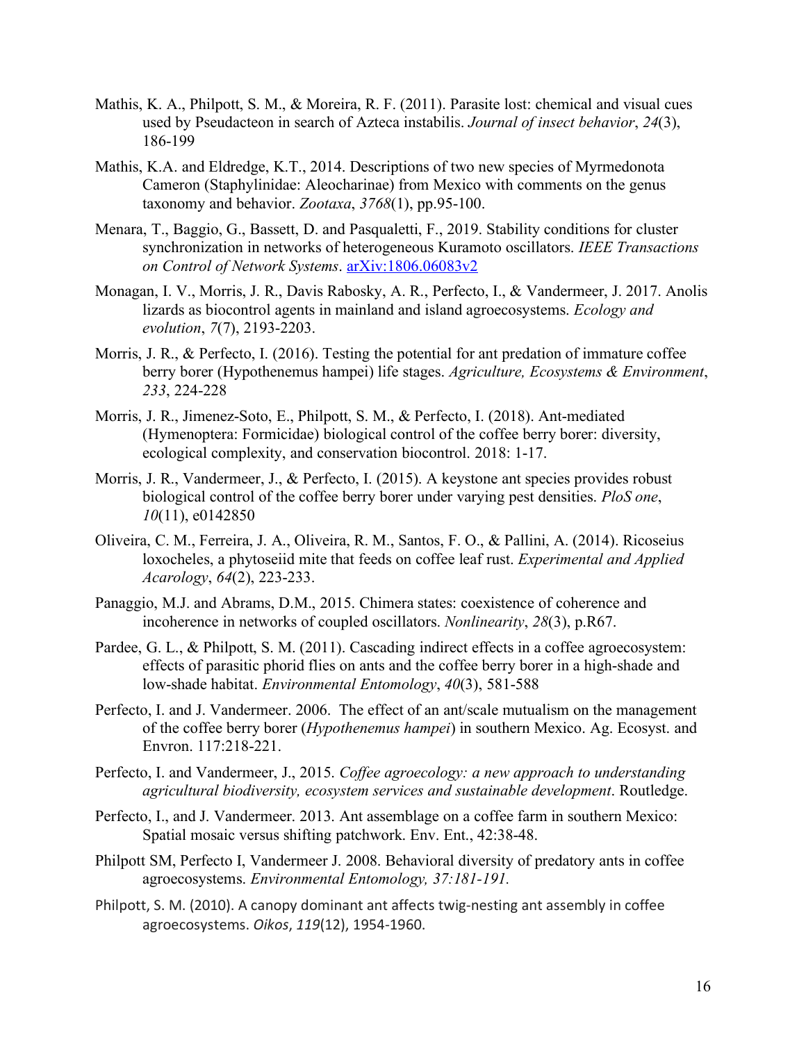Mathis, K. A., Philpott, S. M., & Moreira, R. F. (2011). Parasite lost: chemical and visual cues used by Pseudacteon in search of Azteca instabilis. *Journal of insect behavior*, *24*(3), 186-199

Mathis, K.A. and Eldredge, K.T., 2014. Descriptions of two new species of Myrmedonota Cameron (Staphylinidae: Aleocharinae) from Mexico with comments on the genus taxonomy and behavior. *Zootaxa*, *3768*(1), pp.95-100.

Menara, T., Baggio, G., Bassett, D. and Pasqualetti, F., 2019. Stability conditions for cluster synchronization in networks of heterogeneous Kuramoto oscillators. *IEEE Transactions on Control of Network Systems*. arXiv:1806.06083v2

Monagan, I. V., Morris, J. R., Davis Rabosky, A. R., Perfecto, I., & Vandermeer, J. 2017. Anolis lizards as biocontrol agents in mainland and island agroecosystems. *Ecology and evolution*, *7*(7), 2193-2203.

Morris, J. R., & Perfecto, I. (2016). Testing the potential for ant predation of immature coffee berry borer (Hypothenemus hampei) life stages. *Agriculture, Ecosystems & Environment*, *233*, 224-228

Morris, J. R., Jimenez-Soto, E., Philpott, S. M., & Perfecto, I. (2018). Ant-mediated (Hymenoptera: Formicidae) biological control of the coffee berry borer: diversity, ecological complexity, and conservation biocontrol. 2018: 1-17.

Morris, J. R., Vandermeer, J., & Perfecto, I. (2015). A keystone ant species provides robust biological control of the coffee berry borer under varying pest densities. *PloS one*, *10*(11), e0142850

Oliveira, C. M., Ferreira, J. A., Oliveira, R. M., Santos, F. O., & Pallini, A. (2014). Ricoseius loxocheles, a phytoseiid mite that feeds on coffee leaf rust. *Experimental and Applied Acarology*, *64*(2), 223-233.

Panaggio, M.J. and Abrams, D.M., 2015. Chimera states: coexistence of coherence and incoherence in networks of coupled oscillators. *Nonlinearity*, *28*(3), p.R67.

Pardee, G. L., & Philpott, S. M. (2011). Cascading indirect effects in a coffee agroecosystem: effects of parasitic phorid flies on ants and the coffee berry borer in a high-shade and low-shade habitat. *Environmental Entomology*, *40*(3), 581-588

Perfecto, I. and J. Vandermeer. 2006. The effect of an ant/scale mutualism on the management of the coffee berry borer (*Hypothenemus hampei*) in southern Mexico. Ag. Ecosyst. and Envron. 117:218-221.

Perfecto, I. and Vandermeer, J., 2015. *Coffee agroecology: a new approach to understanding agricultural biodiversity, ecosystem services and sustainable development*. Routledge.

Perfecto, I., and J. Vandermeer. 2013. Ant assemblage on a coffee farm in southern Mexico: Spatial mosaic versus shifting patchwork. Env. Ent., 42:38-48.

Philpott SM, Perfecto I, Vandermeer J. 2008. Behavioral diversity of predatory ants in coffee agroecosystems. *Environmental Entomology, 37:181-191.*

Philpott, S. M. (2010). A canopy dominant ant affects twig-nesting ant assembly in coffee agroecosystems. *Oikos*, *119*(12), 1954-1960.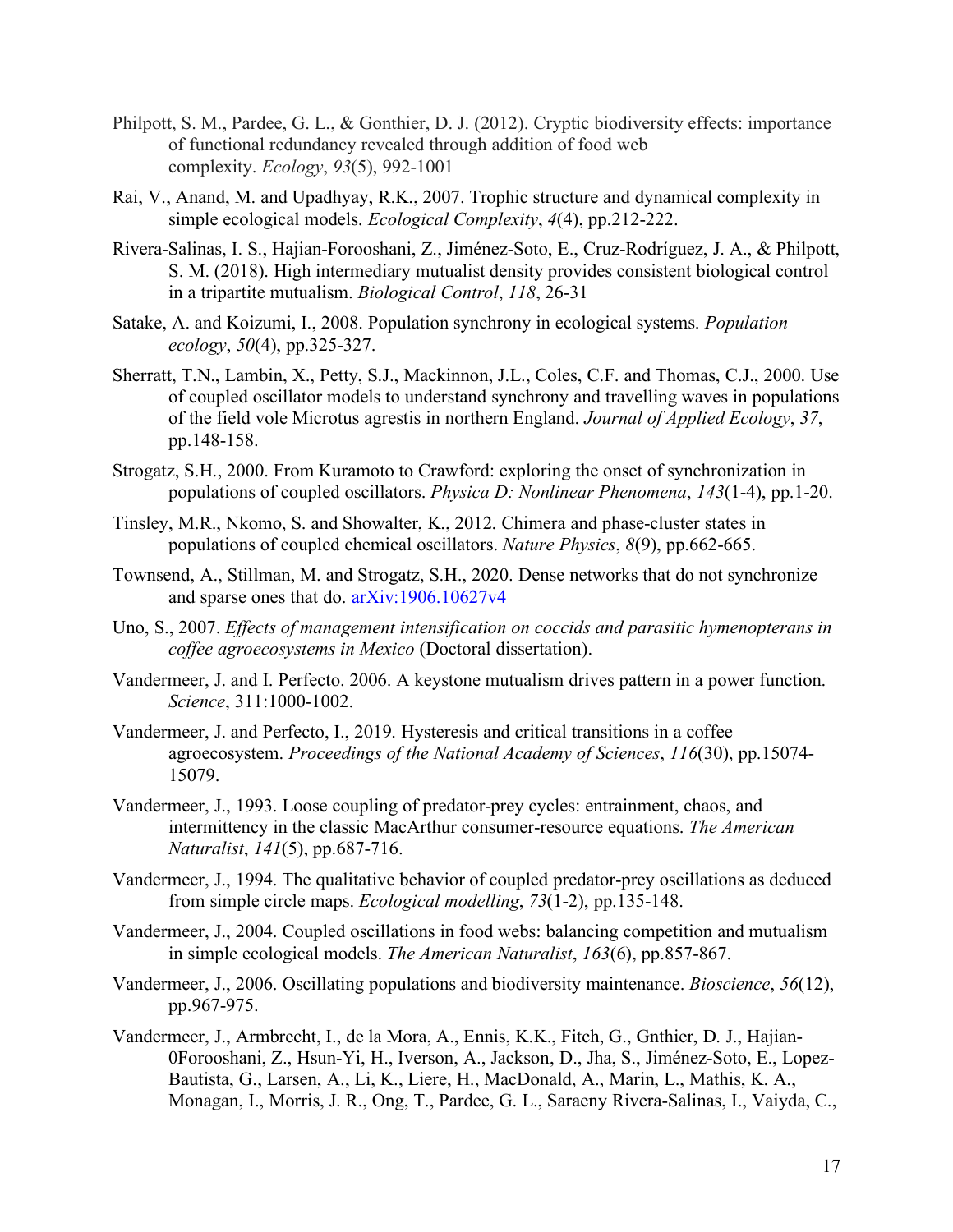Philpott, S. M., Pardee, G. L., & Gonthier, D. J. (2012). Cryptic biodiversity effects: importance of functional redundancy revealed through addition of food web complexity. *Ecology*, *93*(5), 992-1001

Rai, V., Anand, M. and Upadhyay, R.K., 2007. Trophic structure and dynamical complexity in simple ecological models. *Ecological Complexity*, *4*(4), pp.212-222.

Rivera-Salinas, I. S., Hajian-Forooshani, Z., Jiménez-Soto, E., Cruz-Rodríguez, J. A., & Philpott, S. M. (2018). High intermediary mutualist density provides consistent biological control in a tripartite mutualism. *Biological Control*, *118*, 26-31

Satake, A. and Koizumi, I., 2008. Population synchrony in ecological systems. *Population ecology*, *50*(4), pp.325-327.

Sherratt, T.N., Lambin, X., Petty, S.J., Mackinnon, J.L., Coles, C.F. and Thomas, C.J., 2000. Use of coupled oscillator models to understand synchrony and travelling waves in populations of the field vole Microtus agrestis in northern England. *Journal of Applied Ecology*, *37*, pp.148-158.

Strogatz, S.H., 2000. From Kuramoto to Crawford: exploring the onset of synchronization in populations of coupled oscillators. *Physica D: Nonlinear Phenomena*, *143*(1-4), pp.1-20.

Tinsley, M.R., Nkomo, S. and Showalter, K., 2012. Chimera and phase-cluster states in populations of coupled chemical oscillators. *Nature Physics*, *8*(9), pp.662-665.

Townsend, A., Stillman, M. and Strogatz, S.H., 2020. Dense networks that do not synchronize and sparse ones that do. arXiv:1906.10627v4

Uno, S., 2007. *Effects of management intensification on coccids and parasitic hymenopterans in coffee agroecosystems in Mexico* (Doctoral dissertation).

Vandermeer, J. and I. Perfecto. 2006. A keystone mutualism drives pattern in a power function. *Science*, 311:1000-1002.

Vandermeer, J. and Perfecto, I., 2019. Hysteresis and critical transitions in a coffee agroecosystem. *Proceedings of the National Academy of Sciences*, *116*(30), pp.15074-15079.

Vandermeer, J., 1993. Loose coupling of predator-prey cycles: entrainment, chaos, and intermittency in the classic MacArthur consumer-resource equations. *The American Naturalist*, *141*(5), pp.687-716.

Vandermeer, J., 1994. The qualitative behavior of coupled predator-prey oscillations as deduced from simple circle maps. *Ecological modelling*, *73*(1-2), pp.135-148.

Vandermeer, J., 2004. Coupled oscillations in food webs: balancing competition and mutualism in simple ecological models. *The American Naturalist*, *163*(6), pp.857-867.

Vandermeer, J., 2006. Oscillating populations and biodiversity maintenance. *Bioscience*, *56*(12), pp.967-975.

Vandermeer, J., Armbrecht, I., de la Mora, A., Ennis, K.K., Fitch, G., Gnthier, D. J., Hajian-0Forooshani, Z., Hsun-Yi, H., Iverson, A., Jackson, D., Jha, S., Jiménez-Soto, E., Lopez-Bautista, G., Larsen, A., Li, K., Liere, H., MacDonald, A., Marin, L., Mathis, K. A., Monagan, I., Morris, J. R., Ong, T., Pardee, G. L., Saraeny Rivera-Salinas, I., Vaiyda, C.,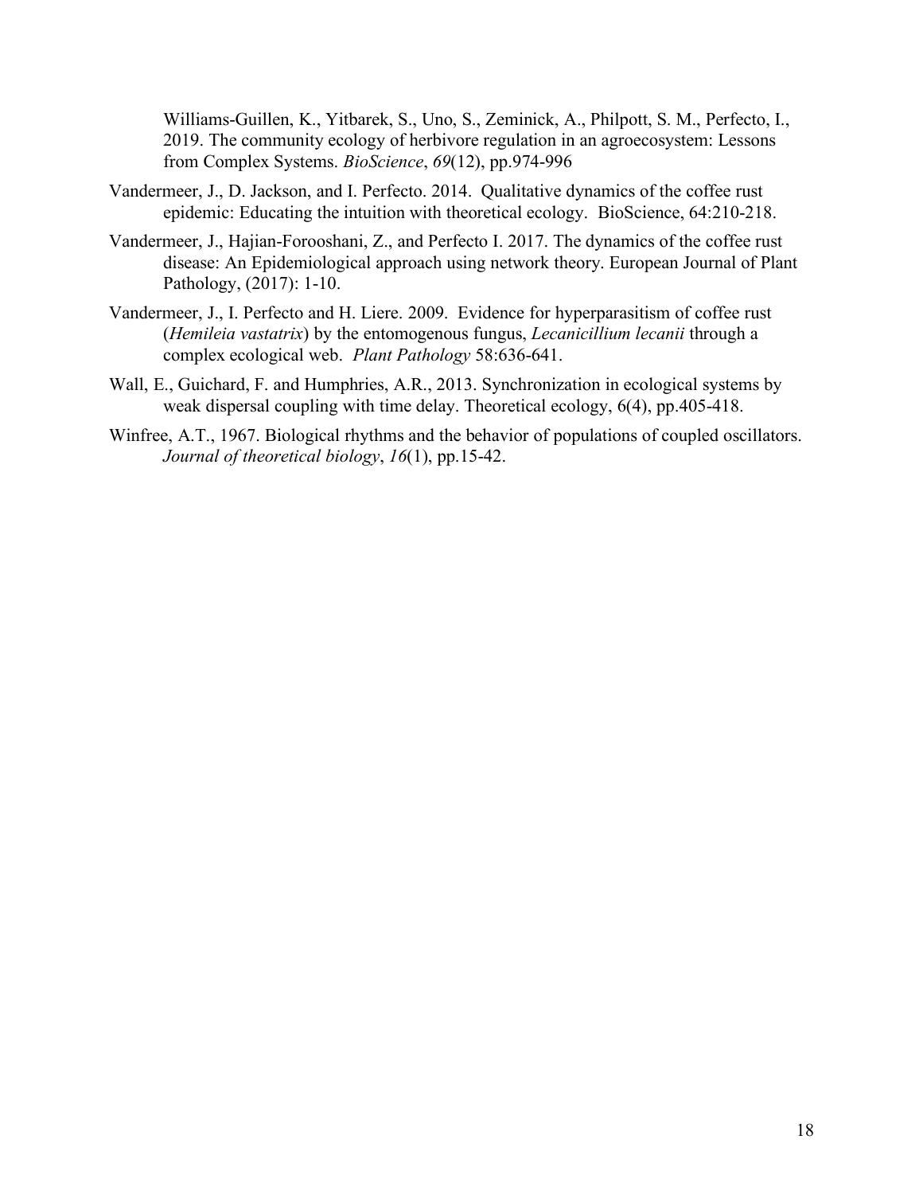Williams-Guillen, K., Yitbarek, S., Uno, S., Zeminick, A., Philpott, S. M., Perfecto, I., 2019. The community ecology of herbivore regulation in an agroecosystem: Lessons from Complex Systems. *BioScience*, *69*(12), pp.974-996

Vandermeer, J., D. Jackson, and I. Perfecto. 2014. Qualitative dynamics of the coffee rust epidemic: Educating the intuition with theoretical ecology. BioScience, 64:210-218.

Vandermeer, J., Hajian-Forooshani, Z., and Perfecto I. 2017. The dynamics of the coffee rust disease: An Epidemiological approach using network theory. European Journal of Plant Pathology, (2017): 1-10.

Vandermeer, J., I. Perfecto and H. Liere. 2009. Evidence for hyperparasitism of coffee rust (*Hemileia vastatrix*) by the entomogenous fungus, *Lecanicillium lecanii* through a complex ecological web. *Plant Pathology* 58:636-641.

Wall, E., Guichard, F. and Humphries, A.R., 2013. Synchronization in ecological systems by weak dispersal coupling with time delay. Theoretical ecology, 6(4), pp.405-418.

Winfree, A.T., 1967. Biological rhythms and the behavior of populations of coupled oscillators. *Journal of theoretical biology*, *16*(1), pp.15-42.